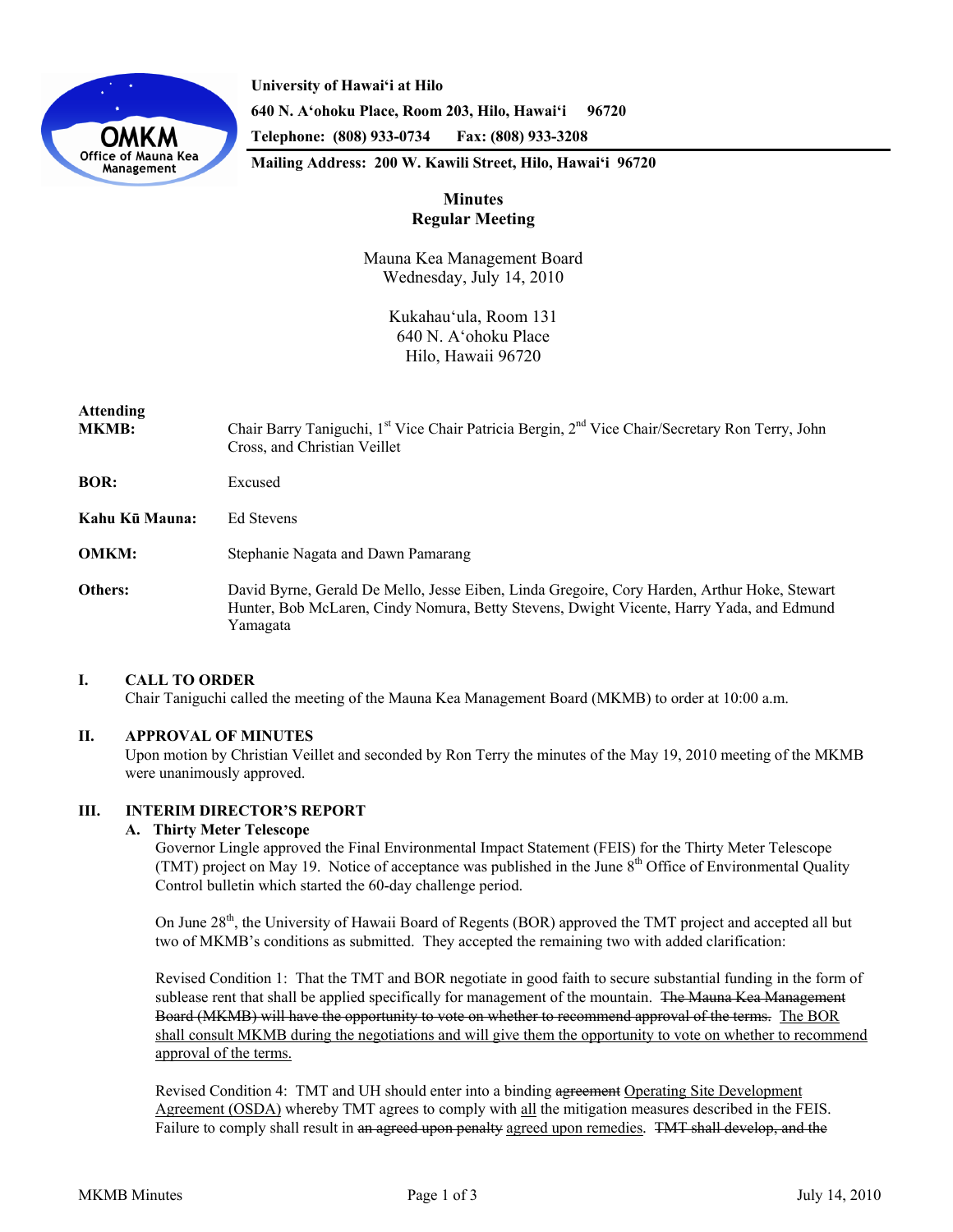**University of Hawaiʻi at Hilo**

**640 N. Aʻohoku Place, Room 203, Hilo, Hawaiʻi 96720**

**Telephone: (808) 933-0734 Fax: (808) 933-3208**

**Mailing Address: 200 W. Kawili Street, Hilo, Hawaiʻi 96720**

# Minutes
## Regular Meeting

Mauna Kea Management Board
Wednesday, July 14, 2010

Kukahauʻula, Room 131
640 N. Aʻohoku Place
Hilo, Hawaii 96720

**Attending**

**MKMB:** Chair Barry Taniguchi, 1st Vice Chair Patricia Bergin, 2nd Vice Chair/Secretary Ron Terry, John Cross, and Christian Veillet

**BOR:** Excused

**Kahu Kū Mauna:** Ed Stevens

**OMKM:** Stephanie Nagata and Dawn Pamarang

**Others:** David Byrne, Gerald De Mello, Jesse Eiben, Linda Gregoire, Cory Harden, Arthur Hoke, Stewart Hunter, Bob McLaren, Cindy Nomura, Betty Stevens, Dwight Vicente, Harry Yada, and Edmund Yamagata

### I. CALL TO ORDER

Chair Taniguchi called the meeting of the Mauna Kea Management Board (MKMB) to order at 10:00 a.m.

### II. APPROVAL OF MINUTES

Upon motion by Christian Veillet and seconded by Ron Terry the minutes of the May 19, 2010 meeting of the MKMB were unanimously approved.

### III. INTERIM DIRECTOR'S REPORT

#### A. Thirty Meter Telescope

Governor Lingle approved the Final Environmental Impact Statement (FEIS) for the Thirty Meter Telescope (TMT) project on May 19. Notice of acceptance was published in the June 8th Office of Environmental Quality Control bulletin which started the 60-day challenge period.

On June 28th, the University of Hawaii Board of Regents (BOR) approved the TMT project and accepted all but two of MKMB's conditions as submitted. They accepted the remaining two with added clarification:

Revised Condition 1: That the TMT and BOR negotiate in good faith to secure substantial funding in the form of sublease rent that shall be applied specifically for management of the mountain. ~~The Mauna Kea Management Board (MKMB) will have the opportunity to vote on whether to recommend approval of the terms.~~ <u>The BOR shall consult MKMB during the negotiations and will give them the opportunity to vote on whether to recommend approval of the terms.</u>

Revised Condition 4: TMT and UH should enter into a binding ~~agreement~~ <u>Operating Site Development Agreement (OSDA)</u> whereby TMT agrees to comply with <u>all</u> the mitigation measures described in the FEIS. Failure to comply shall result in ~~an agreed upon penalty~~ <u>agreed upon remedies</u>. ~~TMT shall develop, and the~~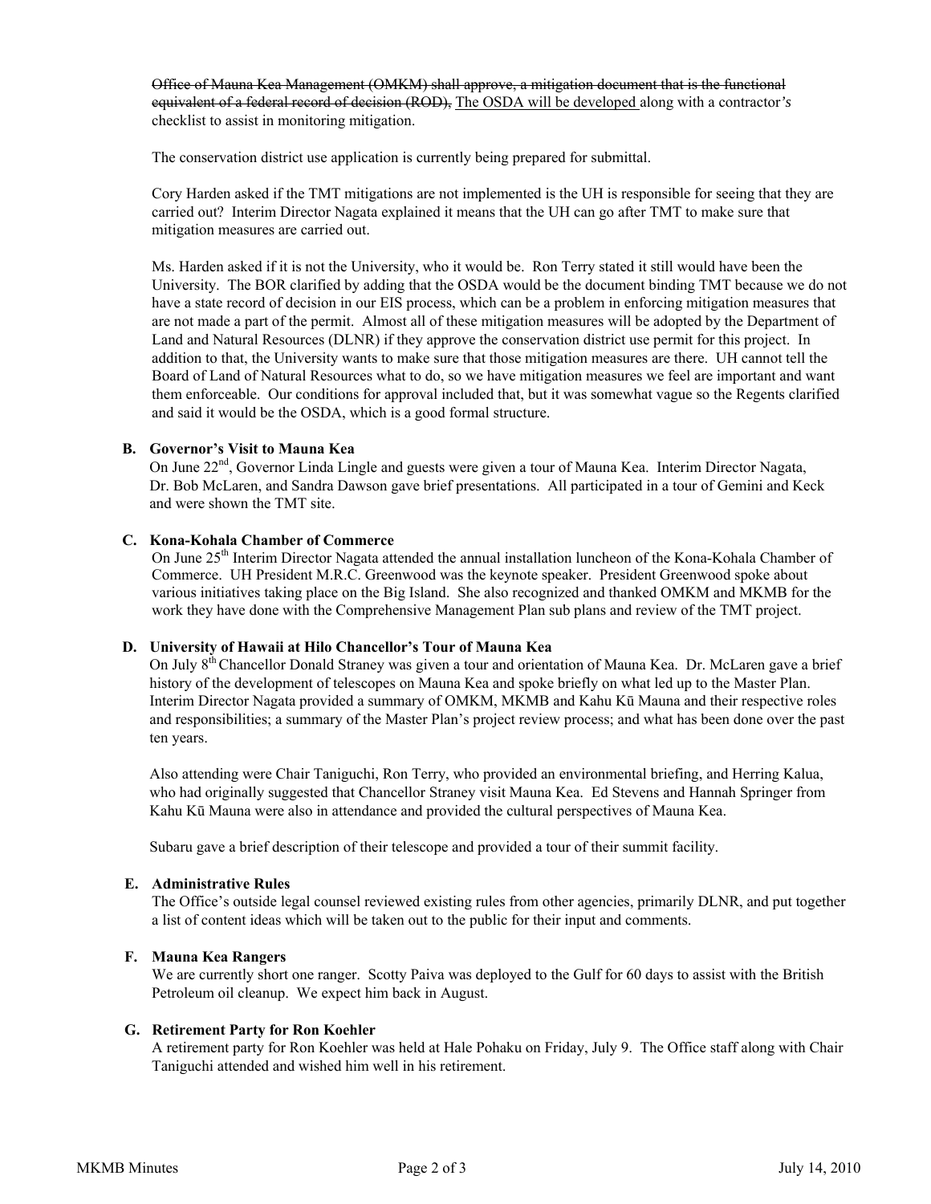~~Office of Mauna Kea Management (OMKM) shall approve, a mitigation document that is the functional equivalent of a federal record of decision (ROD),~~ <u>The OSDA will be developed</u> along with a contractor*'s* checklist to assist in monitoring mitigation.

The conservation district use application is currently being prepared for submittal.

Cory Harden asked if the TMT mitigations are not implemented is the UH is responsible for seeing that they are carried out? Interim Director Nagata explained it means that the UH can go after TMT to make sure that mitigation measures are carried out.

Ms. Harden asked if it is not the University, who it would be. Ron Terry stated it still would have been the University. The BOR clarified by adding that the OSDA would be the document binding TMT because we do not have a state record of decision in our EIS process, which can be a problem in enforcing mitigation measures that are not made a part of the permit. Almost all of these mitigation measures will be adopted by the Department of Land and Natural Resources (DLNR) if they approve the conservation district use permit for this project. In addition to that, the University wants to make sure that those mitigation measures are there. UH cannot tell the Board of Land of Natural Resources what to do, so we have mitigation measures we feel are important and want them enforceable. Our conditions for approval included that, but it was somewhat vague so the Regents clarified and said it would be the OSDA, which is a good formal structure.

**B. Governor's Visit to Mauna Kea**

On June 22nd, Governor Linda Lingle and guests were given a tour of Mauna Kea. Interim Director Nagata, Dr. Bob McLaren, and Sandra Dawson gave brief presentations. All participated in a tour of Gemini and Keck and were shown the TMT site.

**C. Kona-Kohala Chamber of Commerce**

On June 25th Interim Director Nagata attended the annual installation luncheon of the Kona-Kohala Chamber of Commerce. UH President M.R.C. Greenwood was the keynote speaker. President Greenwood spoke about various initiatives taking place on the Big Island. She also recognized and thanked OMKM and MKMB for the work they have done with the Comprehensive Management Plan sub plans and review of the TMT project.

**D. University of Hawaii at Hilo Chancellor's Tour of Mauna Kea**

On July 8th Chancellor Donald Straney was given a tour and orientation of Mauna Kea. Dr. McLaren gave a brief history of the development of telescopes on Mauna Kea and spoke briefly on what led up to the Master Plan. Interim Director Nagata provided a summary of OMKM, MKMB and Kahu Kū Mauna and their respective roles and responsibilities; a summary of the Master Plan's project review process; and what has been done over the past ten years.

Also attending were Chair Taniguchi, Ron Terry, who provided an environmental briefing, and Herring Kalua, who had originally suggested that Chancellor Straney visit Mauna Kea. Ed Stevens and Hannah Springer from Kahu Kū Mauna were also in attendance and provided the cultural perspectives of Mauna Kea.

Subaru gave a brief description of their telescope and provided a tour of their summit facility.

**E. Administrative Rules**

The Office's outside legal counsel reviewed existing rules from other agencies, primarily DLNR, and put together a list of content ideas which will be taken out to the public for their input and comments.

**F. Mauna Kea Rangers**

We are currently short one ranger. Scotty Paiva was deployed to the Gulf for 60 days to assist with the British Petroleum oil cleanup. We expect him back in August.

**G. Retirement Party for Ron Koehler**

A retirement party for Ron Koehler was held at Hale Pohaku on Friday, July 9. The Office staff along with Chair Taniguchi attended and wished him well in his retirement.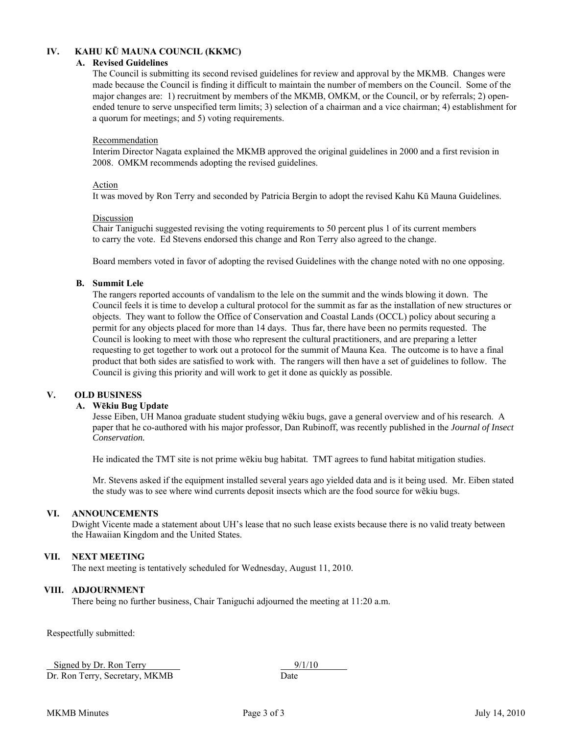## IV. KAHU KŪ MAUNA COUNCIL (KKMC)

### A. Revised Guidelines

The Council is submitting its second revised guidelines for review and approval by the MKMB. Changes were made because the Council is finding it difficult to maintain the number of members on the Council. Some of the major changes are: 1) recruitment by members of the MKMB, OMKM, or the Council, or by referrals; 2) open-ended tenure to serve unspecified term limits; 3) selection of a chairman and a vice chairman; 4) establishment for a quorum for meetings; and 5) voting requirements.

Recommendation

Interim Director Nagata explained the MKMB approved the original guidelines in 2000 and a first revision in 2008. OMKM recommends adopting the revised guidelines.

Action

It was moved by Ron Terry and seconded by Patricia Bergin to adopt the revised Kahu Kū Mauna Guidelines.

Discussion

Chair Taniguchi suggested revising the voting requirements to 50 percent plus 1 of its current members to carry the vote. Ed Stevens endorsed this change and Ron Terry also agreed to the change.

Board members voted in favor of adopting the revised Guidelines with the change noted with no one opposing.

### B. Summit Lele

The rangers reported accounts of vandalism to the lele on the summit and the winds blowing it down. The Council feels it is time to develop a cultural protocol for the summit as far as the installation of new structures or objects. They want to follow the Office of Conservation and Coastal Lands (OCCL) policy about securing a permit for any objects placed for more than 14 days. Thus far, there have been no permits requested. The Council is looking to meet with those who represent the cultural practitioners, and are preparing a letter requesting to get together to work out a protocol for the summit of Mauna Kea. The outcome is to have a final product that both sides are satisfied to work with. The rangers will then have a set of guidelines to follow. The Council is giving this priority and will work to get it done as quickly as possible.

## V. OLD BUSINESS

### A. Wēkiu Bug Update

Jesse Eiben, UH Manoa graduate student studying wēkiu bugs, gave a general overview and of his research. A paper that he co-authored with his major professor, Dan Rubinoff, was recently published in the *Journal of Insect Conservation.*

He indicated the TMT site is not prime wēkiu bug habitat. TMT agrees to fund habitat mitigation studies.

Mr. Stevens asked if the equipment installed several years ago yielded data and is it being used. Mr. Eiben stated the study was to see where wind currents deposit insects which are the food source for wēkiu bugs.

## VI. ANNOUNCEMENTS

Dwight Vicente made a statement about UH's lease that no such lease exists because there is no valid treaty between the Hawaiian Kingdom and the United States.

## VII. NEXT MEETING

The next meeting is tentatively scheduled for Wednesday, August 11, 2010.

## VIII. ADJOURNMENT

There being no further business, Chair Taniguchi adjourned the meeting at 11:20 a.m.

Respectfully submitted:

Signed by Dr. Ron Terry — 9/1/10

Dr. Ron Terry, Secretary, MKMB — Date